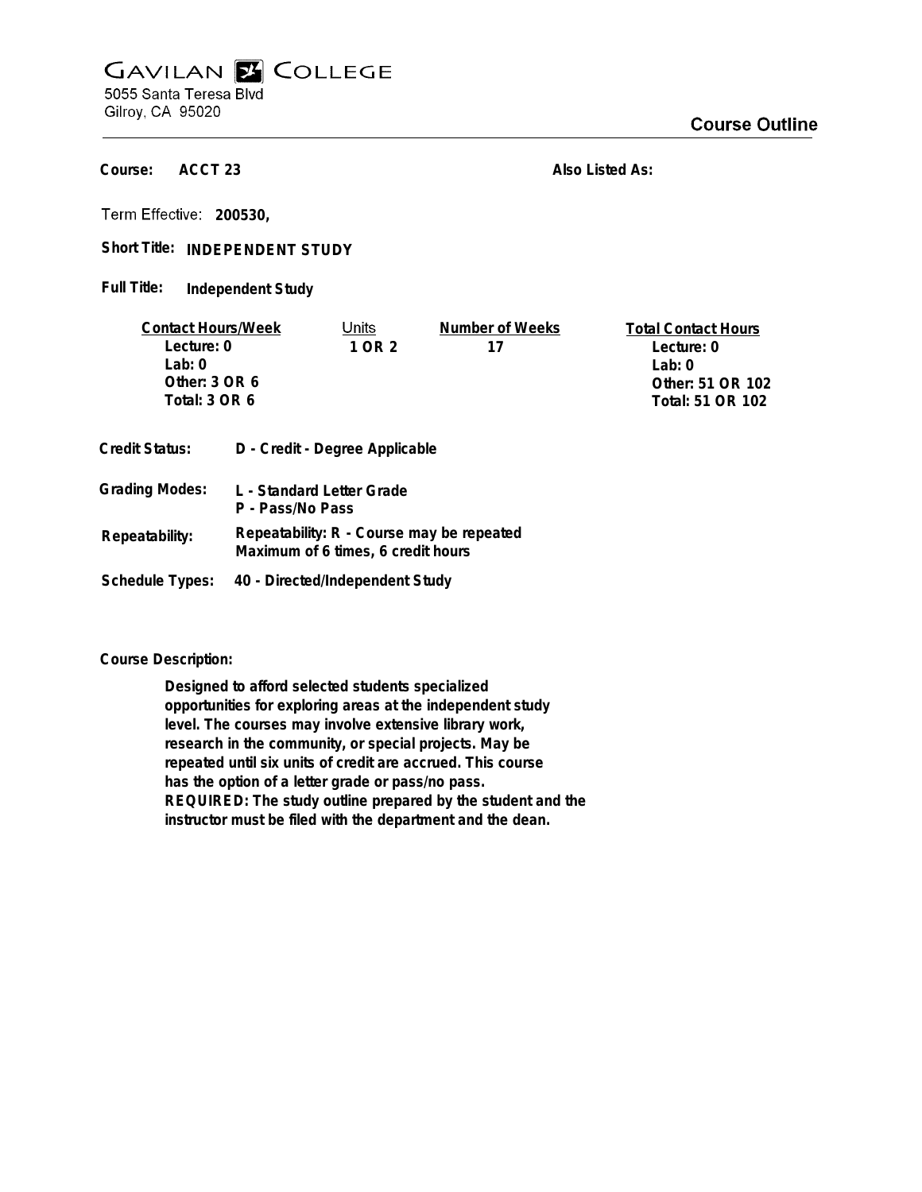# GAVILAN COLLEGE

5055 Santa Teresa Blvd
Gilroy, CA 95020

## Course Outline

**Course:** ACCT 23

**Also Listed As:**

**Term Effective:** 200530,

**Short Title:** INDEPENDENT STUDY

**Full Title:** Independent Study

| Contact Hours/Week | Units | Number of Weeks | Total Contact Hours |
|---|---|---|---|
| Lecture: 0 | 1 OR 2 | 17 | Lecture: 0 |
| Lab: 0 | | | Lab: 0 |
| Other: 3 OR 6 | | | Other: 51 OR 102 |
| Total: 3 OR 6 | | | Total: 51 OR 102 |

**Credit Status:** D - Credit - Degree Applicable

**Grading Modes:** L - Standard Letter Grade
P - Pass/No Pass

**Repeatability:** Repeatability: R - Course may be repeated
Maximum of 6 times, 6 credit hours

**Schedule Types:** 40 - Directed/Independent Study

**Course Description:**

Designed to afford selected students specialized opportunities for exploring areas at the independent study level. The courses may involve extensive library work, research in the community, or special projects. May be repeated until six units of credit are accrued. This course has the option of a letter grade or pass/no pass. REQUIRED: The study outline prepared by the student and the instructor must be filed with the department and the dean.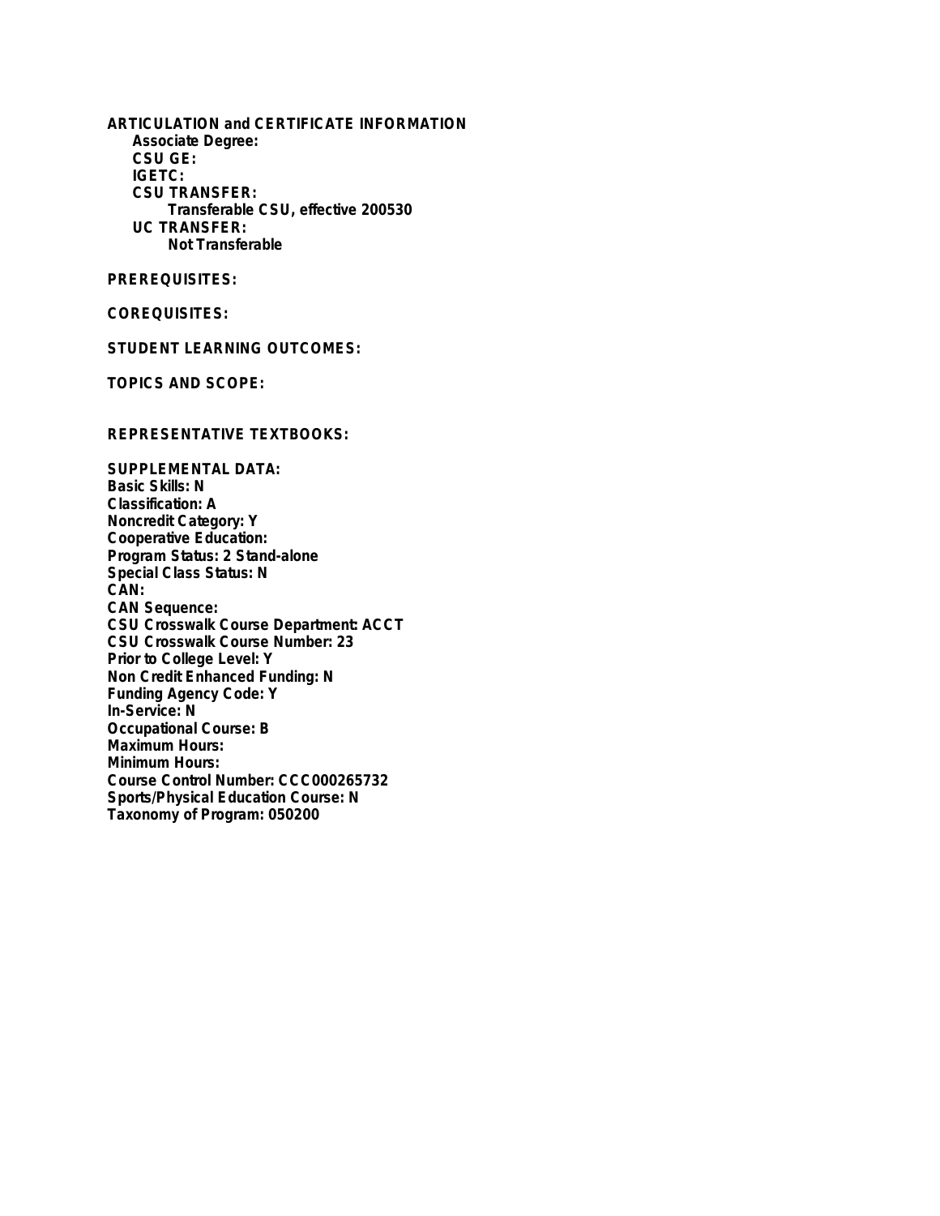**ARTICULATION and CERTIFICATE INFORMATION**

**Associate Degree:**

**CSU GE:**

**IGETC:**

**CSU TRANSFER:**

**Transferable CSU, effective 200530**

**UC TRANSFER:**

**Not Transferable**

**PREREQUISITES:**

**COREQUISITES:**

**STUDENT LEARNING OUTCOMES:**

**TOPICS AND SCOPE:**

**REPRESENTATIVE TEXTBOOKS:**

**SUPPLEMENTAL DATA:**
**Basic Skills: N**
**Classification: A**
**Noncredit Category: Y**
**Cooperative Education:**
**Program Status: 2 Stand-alone**
**Special Class Status: N**
**CAN:**
**CAN Sequence:**
**CSU Crosswalk Course Department: ACCT**
**CSU Crosswalk Course Number: 23**
**Prior to College Level: Y**
**Non Credit Enhanced Funding: N**
**Funding Agency Code: Y**
**In-Service: N**
**Occupational Course: B**
**Maximum Hours:**
**Minimum Hours:**
**Course Control Number: CCC000265732**
**Sports/Physical Education Course: N**
**Taxonomy of Program: 050200**